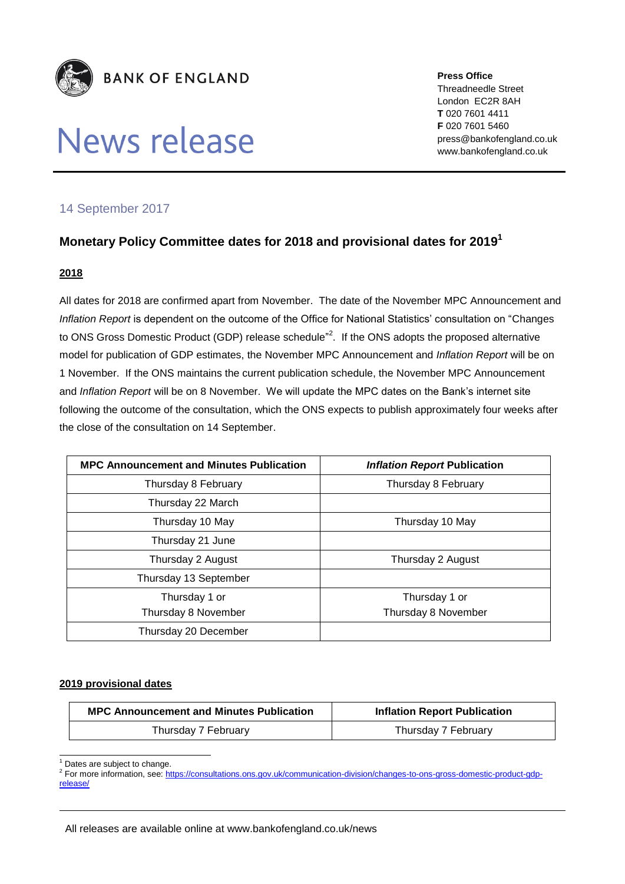**BANK OF ENGLAND**

# News release

**Press Office**
Threadneedle Street
London EC2R 8AH
**T** 020 7601 4411
**F** 020 7601 5460
press@bankofengland.co.uk
www.bankofengland.co.uk

14 September 2017

## Monetary Policy Committee dates for 2018 and provisional dates for 2019[1]

### 2018

All dates for 2018 are confirmed apart from November. The date of the November MPC Announcement and *Inflation Report* is dependent on the outcome of the Office for National Statistics' consultation on "Changes to ONS Gross Domestic Product (GDP) release schedule"[2]. If the ONS adopts the proposed alternative model for publication of GDP estimates, the November MPC Announcement and *Inflation Report* will be on 1 November. If the ONS maintains the current publication schedule, the November MPC Announcement and *Inflation Report* will be on 8 November. We will update the MPC dates on the Bank's internet site following the outcome of the consultation, which the ONS expects to publish approximately four weeks after the close of the consultation on 14 September.

| MPC Announcement and Minutes Publication | *Inflation Report* Publication |
|---|---|
| Thursday 8 February | Thursday 8 February |
| Thursday 22 March | |
| Thursday 10 May | Thursday 10 May |
| Thursday 21 June | |
| Thursday 2 August | Thursday 2 August |
| Thursday 13 September | |
| Thursday 1 or Thursday 8 November | Thursday 1 or Thursday 8 November |
| Thursday 20 December | |

### 2019 provisional dates

| MPC Announcement and Minutes Publication | Inflation Report Publication |
|---|---|
| Thursday 7 February | Thursday 7 February |

[1] Dates are subject to change.
[2] For more information, see: https://consultations.ons.gov.uk/communication-division/changes-to-ons-gross-domestic-product-gdp-release/

All releases are available online at www.bankofengland.co.uk/news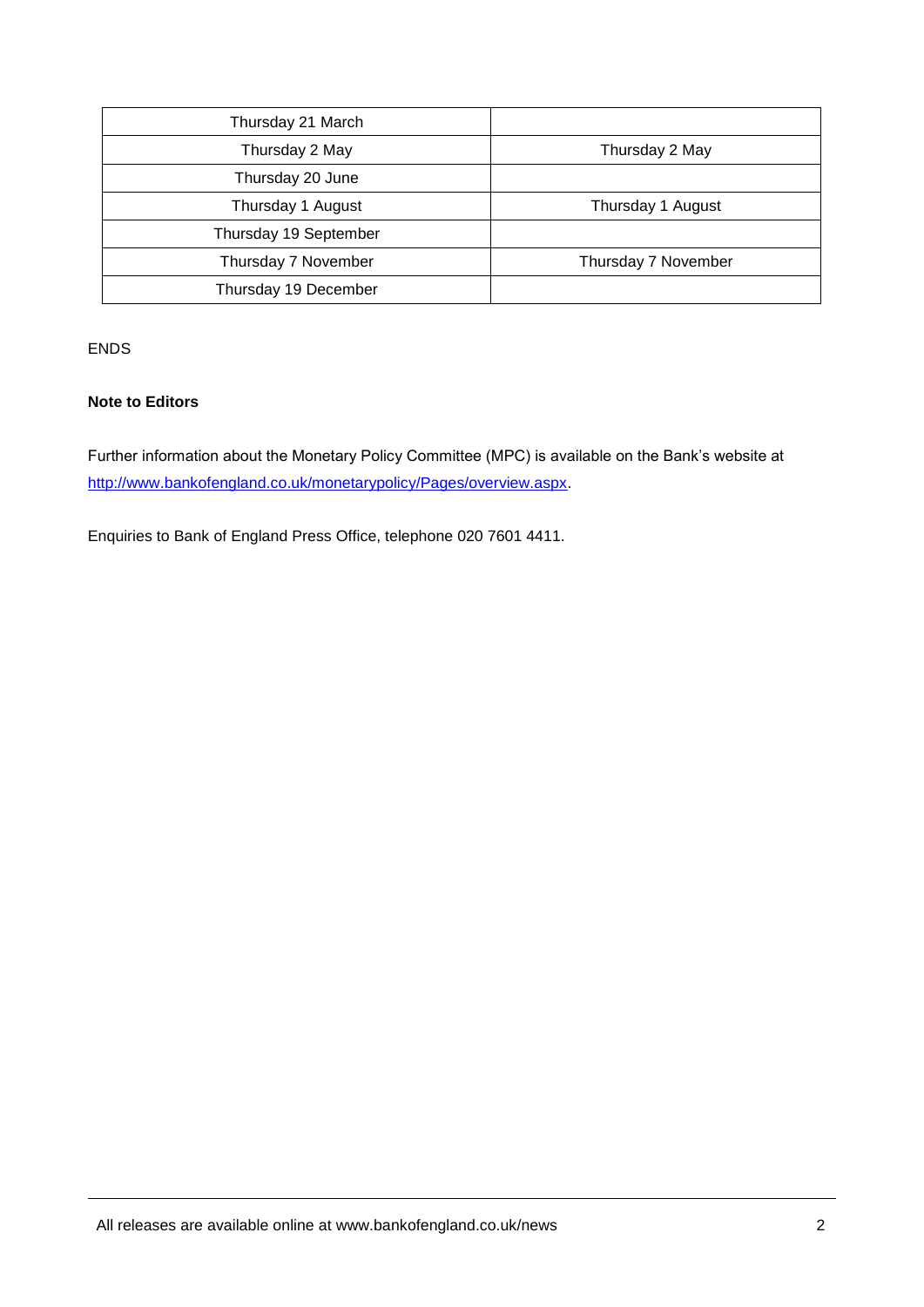| | |
|---|---|
| Thursday 21 March | |
| Thursday 2 May | Thursday 2 May |
| Thursday 20 June | |
| Thursday 1 August | Thursday 1 August |
| Thursday 19 September | |
| Thursday 7 November | Thursday 7 November |
| Thursday 19 December | |

ENDS

**Note to Editors**

Further information about the Monetary Policy Committee (MPC) is available on the Bank's website at [http://www.bankofengland.co.uk/monetarypolicy/Pages/overview.aspx](http://www.bankofengland.co.uk/monetarypolicy/Pages/overview.aspx).

Enquiries to Bank of England Press Office, telephone 020 7601 4411.